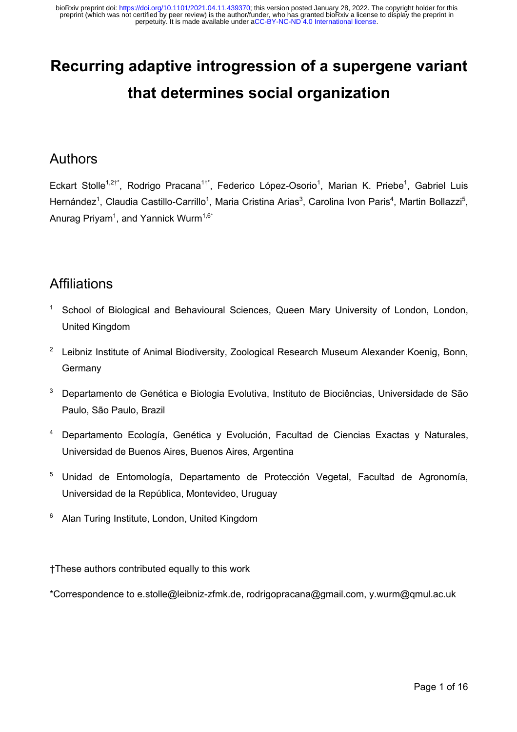# Recurring adaptive introgression of a supergene variant that determines social organization

## Authors

Eckart Stolle[1,2†*], Rodrigo Pracana[1†*], Federico López-Osorio[1], Marian K. Priebe[1], Gabriel Luis Hernández[1], Claudia Castillo-Carrillo[1], Maria Cristina Arias[3], Carolina Ivon Paris[4], Martin Bollazzi[5], Anurag Priyam[1], and Yannick Wurm[1,6*]

## Affiliations

[1] School of Biological and Behavioural Sciences, Queen Mary University of London, London, United Kingdom

[2] Leibniz Institute of Animal Biodiversity, Zoological Research Museum Alexander Koenig, Bonn, Germany

[3] Departamento de Genética e Biologia Evolutiva, Instituto de Biociências, Universidade de São Paulo, São Paulo, Brazil

[4] Departamento Ecología, Genética y Evolución, Facultad de Ciencias Exactas y Naturales, Universidad de Buenos Aires, Buenos Aires, Argentina

[5] Unidad de Entomología, Departamento de Protección Vegetal, Facultad de Agronomía, Universidad de la República, Montevideo, Uruguay

[6] Alan Turing Institute, London, United Kingdom

†These authors contributed equally to this work

*Correspondence to e.stolle@leibniz-zfmk.de, rodrigopracana@gmail.com, y.wurm@qmul.ac.uk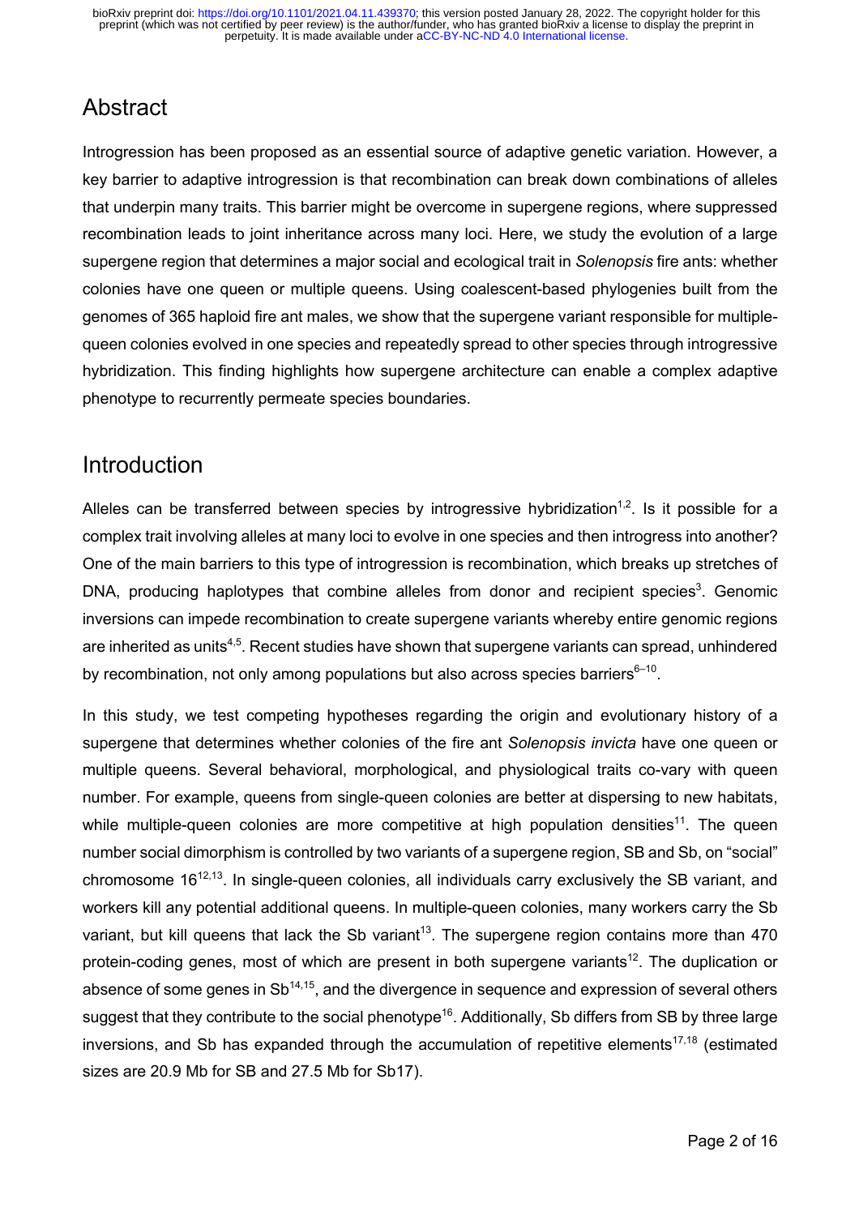## Abstract

Introgression has been proposed as an essential source of adaptive genetic variation. However, a key barrier to adaptive introgression is that recombination can break down combinations of alleles that underpin many traits. This barrier might be overcome in supergene regions, where suppressed recombination leads to joint inheritance across many loci. Here, we study the evolution of a large supergene region that determines a major social and ecological trait in *Solenopsis* fire ants: whether colonies have one queen or multiple queens. Using coalescent-based phylogenies built from the genomes of 365 haploid fire ant males, we show that the supergene variant responsible for multiple-queen colonies evolved in one species and repeatedly spread to other species through introgressive hybridization. This finding highlights how supergene architecture can enable a complex adaptive phenotype to recurrently permeate species boundaries.

## Introduction

Alleles can be transferred between species by introgressive hybridization[1,2]. Is it possible for a complex trait involving alleles at many loci to evolve in one species and then introgress into another? One of the main barriers to this type of introgression is recombination, which breaks up stretches of DNA, producing haplotypes that combine alleles from donor and recipient species[3]. Genomic inversions can impede recombination to create supergene variants whereby entire genomic regions are inherited as units[4,5]. Recent studies have shown that supergene variants can spread, unhindered by recombination, not only among populations but also across species barriers[6–10].

In this study, we test competing hypotheses regarding the origin and evolutionary history of a supergene that determines whether colonies of the fire ant *Solenopsis invicta* have one queen or multiple queens. Several behavioral, morphological, and physiological traits co-vary with queen number. For example, queens from single-queen colonies are better at dispersing to new habitats, while multiple-queen colonies are more competitive at high population densities[11]. The queen number social dimorphism is controlled by two variants of a supergene region, SB and Sb, on "social" chromosome 16[12,13]. In single-queen colonies, all individuals carry exclusively the SB variant, and workers kill any potential additional queens. In multiple-queen colonies, many workers carry the Sb variant, but kill queens that lack the Sb variant[13]. The supergene region contains more than 470 protein-coding genes, most of which are present in both supergene variants[12]. The duplication or absence of some genes in Sb[14,15], and the divergence in sequence and expression of several others suggest that they contribute to the social phenotype[16]. Additionally, Sb differs from SB by three large inversions, and Sb has expanded through the accumulation of repetitive elements[17,18] (estimated sizes are 20.9 Mb for SB and 27.5 Mb for Sb17).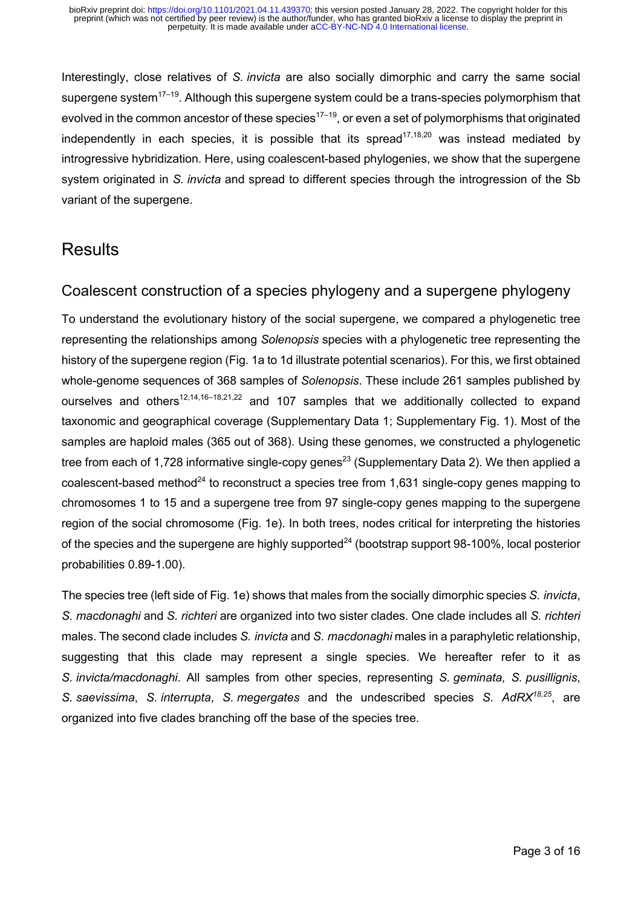Interestingly, close relatives of *S. invicta* are also socially dimorphic and carry the same social supergene system[17–19]. Although this supergene system could be a trans-species polymorphism that evolved in the common ancestor of these species[17–19], or even a set of polymorphisms that originated independently in each species, it is possible that its spread[17,18,20] was instead mediated by introgressive hybridization. Here, using coalescent-based phylogenies, we show that the supergene system originated in *S. invicta* and spread to different species through the introgression of the Sb variant of the supergene.

## Results

### Coalescent construction of a species phylogeny and a supergene phylogeny

To understand the evolutionary history of the social supergene, we compared a phylogenetic tree representing the relationships among *Solenopsis* species with a phylogenetic tree representing the history of the supergene region (Fig. 1a to 1d illustrate potential scenarios). For this, we first obtained whole-genome sequences of 368 samples of *Solenopsis*. These include 261 samples published by ourselves and others[12,14,16–18,21,22] and 107 samples that we additionally collected to expand taxonomic and geographical coverage (Supplementary Data 1; Supplementary Fig. 1). Most of the samples are haploid males (365 out of 368). Using these genomes, we constructed a phylogenetic tree from each of 1,728 informative single-copy genes[23] (Supplementary Data 2). We then applied a coalescent-based method[24] to reconstruct a species tree from 1,631 single-copy genes mapping to chromosomes 1 to 15 and a supergene tree from 97 single-copy genes mapping to the supergene region of the social chromosome (Fig. 1e). In both trees, nodes critical for interpreting the histories of the species and the supergene are highly supported[24] (bootstrap support 98-100%, local posterior probabilities 0.89-1.00).

The species tree (left side of Fig. 1e) shows that males from the socially dimorphic species *S. invicta*, *S. macdonaghi* and *S. richteri* are organized into two sister clades. One clade includes all *S. richteri* males. The second clade includes *S. invicta* and *S. macdonaghi* males in a paraphyletic relationship, suggesting that this clade may represent a single species. We hereafter refer to it as *S. invicta/macdonaghi*. All samples from other species, representing *S. geminata, S. pusillignis*, *S. saevissima*, *S. interrupta*, *S. megergates* and the undescribed species *S. AdRX*[18,25], are organized into five clades branching off the base of the species tree.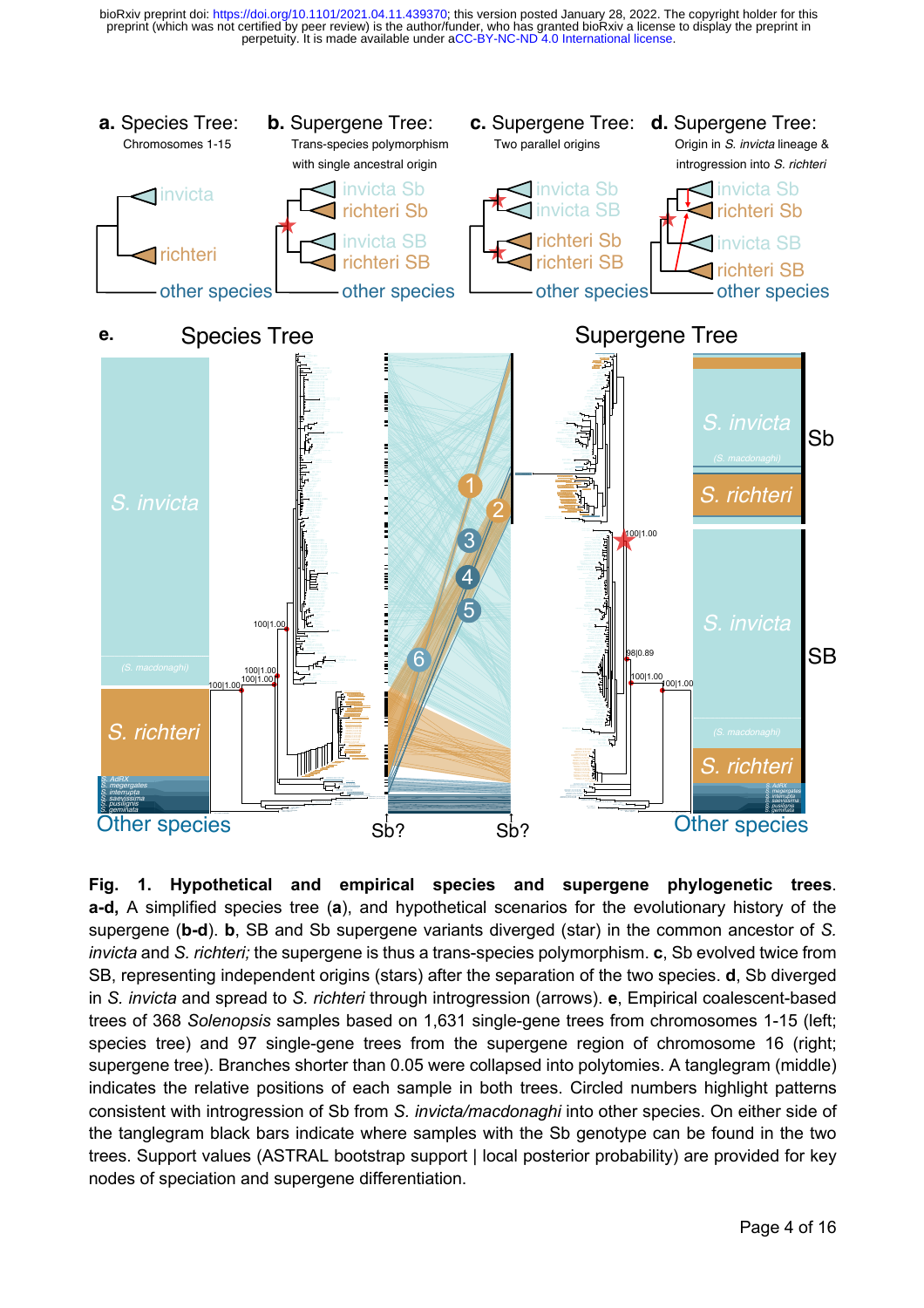**Fig. 1. Hypothetical and empirical species and supergene phylogenetic trees. a-d,** A simplified species tree (**a**), and hypothetical scenarios for the evolutionary history of the supergene (**b-d**). **b**, SB and Sb supergene variants diverged (star) in the common ancestor of *S. invicta* and *S. richteri;* the supergene is thus a trans-species polymorphism. **c**, Sb evolved twice from SB, representing independent origins (stars) after the separation of the two species. **d**, Sb diverged in *S. invicta* and spread to *S. richteri* through introgression (arrows). **e**, Empirical coalescent-based trees of 368 *Solenopsis* samples based on 1,631 single-gene trees from chromosomes 1-15 (left; species tree) and 97 single-gene trees from the supergene region of chromosome 16 (right; supergene tree). Branches shorter than 0.05 were collapsed into polytomies. A tanglegram (middle) indicates the relative positions of each sample in both trees. Circled numbers highlight patterns consistent with introgression of Sb from *S. invicta/macdonaghi* into other species. On either side of the tanglegram black bars indicate where samples with the Sb genotype can be found in the two trees. Support values (ASTRAL bootstrap support | local posterior probability) are provided for key nodes of speciation and supergene differentiation.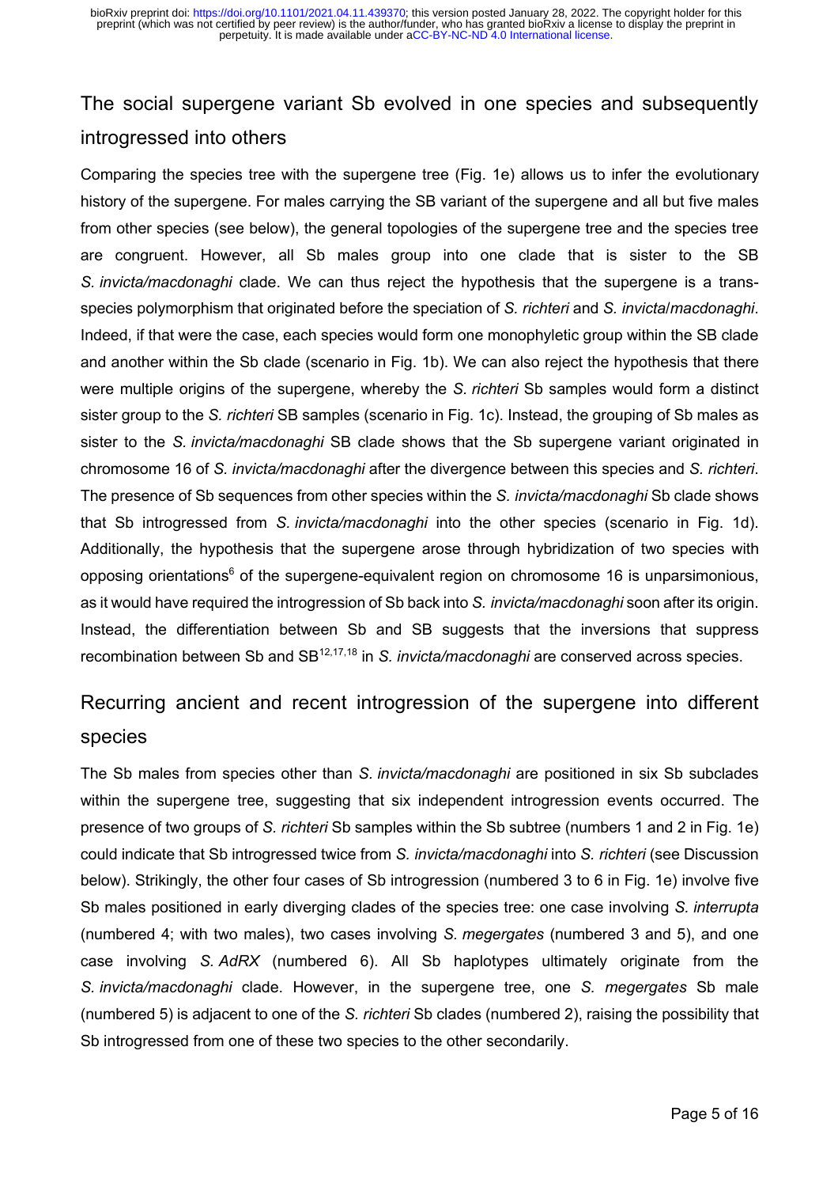## The social supergene variant Sb evolved in one species and subsequently introgressed into others

Comparing the species tree with the supergene tree (Fig. 1e) allows us to infer the evolutionary history of the supergene. For males carrying the SB variant of the supergene and all but five males from other species (see below), the general topologies of the supergene tree and the species tree are congruent. However, all Sb males group into one clade that is sister to the SB *S. invicta/macdonaghi* clade. We can thus reject the hypothesis that the supergene is a trans-species polymorphism that originated before the speciation of *S. richteri* and *S. invicta*/*macdonaghi*. Indeed, if that were the case, each species would form one monophyletic group within the SB clade and another within the Sb clade (scenario in Fig. 1b). We can also reject the hypothesis that there were multiple origins of the supergene, whereby the *S. richteri* Sb samples would form a distinct sister group to the *S. richteri* SB samples (scenario in Fig. 1c). Instead, the grouping of Sb males as sister to the *S. invicta/macdonaghi* SB clade shows that the Sb supergene variant originated in chromosome 16 of *S. invicta/macdonaghi* after the divergence between this species and *S. richteri*. The presence of Sb sequences from other species within the *S. invicta/macdonaghi* Sb clade shows that Sb introgressed from *S. invicta/macdonaghi* into the other species (scenario in Fig. 1d). Additionally, the hypothesis that the supergene arose through hybridization of two species with opposing orientations[6] of the supergene-equivalent region on chromosome 16 is unparsimonious, as it would have required the introgression of Sb back into *S. invicta/macdonaghi* soon after its origin. Instead, the differentiation between Sb and SB suggests that the inversions that suppress recombination between Sb and SB[12,17,18] in *S. invicta/macdonaghi* are conserved across species.

## Recurring ancient and recent introgression of the supergene into different species

The Sb males from species other than *S. invicta/macdonaghi* are positioned in six Sb subclades within the supergene tree, suggesting that six independent introgression events occurred. The presence of two groups of *S. richteri* Sb samples within the Sb subtree (numbers 1 and 2 in Fig. 1e) could indicate that Sb introgressed twice from *S. invicta/macdonaghi* into *S. richteri* (see Discussion below). Strikingly, the other four cases of Sb introgression (numbered 3 to 6 in Fig. 1e) involve five Sb males positioned in early diverging clades of the species tree: one case involving *S. interrupta* (numbered 4; with two males), two cases involving *S. megergates* (numbered 3 and 5), and one case involving *S. AdRX* (numbered 6). All Sb haplotypes ultimately originate from the *S. invicta/macdonaghi* clade. However, in the supergene tree, one *S. megergates* Sb male (numbered 5) is adjacent to one of the *S. richteri* Sb clades (numbered 2), raising the possibility that Sb introgressed from one of these two species to the other secondarily.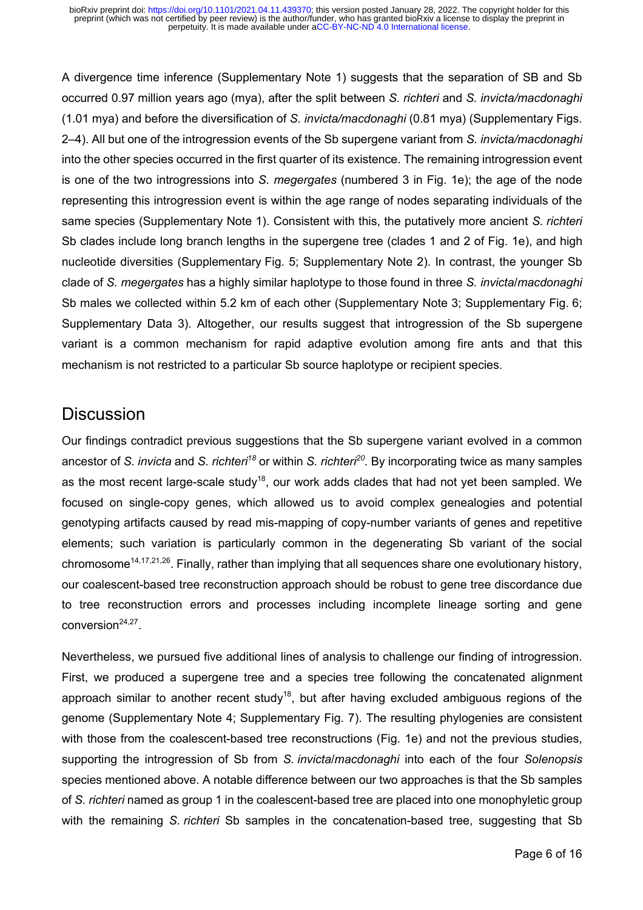A divergence time inference (Supplementary Note 1) suggests that the separation of SB and Sb occurred 0.97 million years ago (mya), after the split between *S. richteri* and *S. invicta/macdonaghi* (1.01 mya) and before the diversification of *S. invicta/macdonaghi* (0.81 mya) (Supplementary Figs. 2–4). All but one of the introgression events of the Sb supergene variant from *S. invicta/macdonaghi* into the other species occurred in the first quarter of its existence. The remaining introgression event is one of the two introgressions into *S. megergates* (numbered 3 in Fig. 1e); the age of the node representing this introgression event is within the age range of nodes separating individuals of the same species (Supplementary Note 1). Consistent with this, the putatively more ancient *S. richteri* Sb clades include long branch lengths in the supergene tree (clades 1 and 2 of Fig. 1e), and high nucleotide diversities (Supplementary Fig. 5; Supplementary Note 2). In contrast, the younger Sb clade of *S. megergates* has a highly similar haplotype to those found in three *S. invicta*/*macdonaghi* Sb males we collected within 5.2 km of each other (Supplementary Note 3; Supplementary Fig. 6; Supplementary Data 3). Altogether, our results suggest that introgression of the Sb supergene variant is a common mechanism for rapid adaptive evolution among fire ants and that this mechanism is not restricted to a particular Sb source haplotype or recipient species.

## Discussion

Our findings contradict previous suggestions that the Sb supergene variant evolved in a common ancestor of *S. invicta* and *S. richteri*[18] or within *S. richteri*[20]. By incorporating twice as many samples as the most recent large-scale study[18], our work adds clades that had not yet been sampled. We focused on single-copy genes, which allowed us to avoid complex genealogies and potential genotyping artifacts caused by read mis-mapping of copy-number variants of genes and repetitive elements; such variation is particularly common in the degenerating Sb variant of the social chromosome[14,17,21,26]. Finally, rather than implying that all sequences share one evolutionary history, our coalescent-based tree reconstruction approach should be robust to gene tree discordance due to tree reconstruction errors and processes including incomplete lineage sorting and gene conversion[24,27].

Nevertheless, we pursued five additional lines of analysis to challenge our finding of introgression. First, we produced a supergene tree and a species tree following the concatenated alignment approach similar to another recent study[18], but after having excluded ambiguous regions of the genome (Supplementary Note 4; Supplementary Fig. 7). The resulting phylogenies are consistent with those from the coalescent-based tree reconstructions (Fig. 1e) and not the previous studies, supporting the introgression of Sb from *S. invicta*/*macdonaghi* into each of the four *Solenopsis* species mentioned above. A notable difference between our two approaches is that the Sb samples of *S. richteri* named as group 1 in the coalescent-based tree are placed into one monophyletic group with the remaining *S. richteri* Sb samples in the concatenation-based tree, suggesting that Sb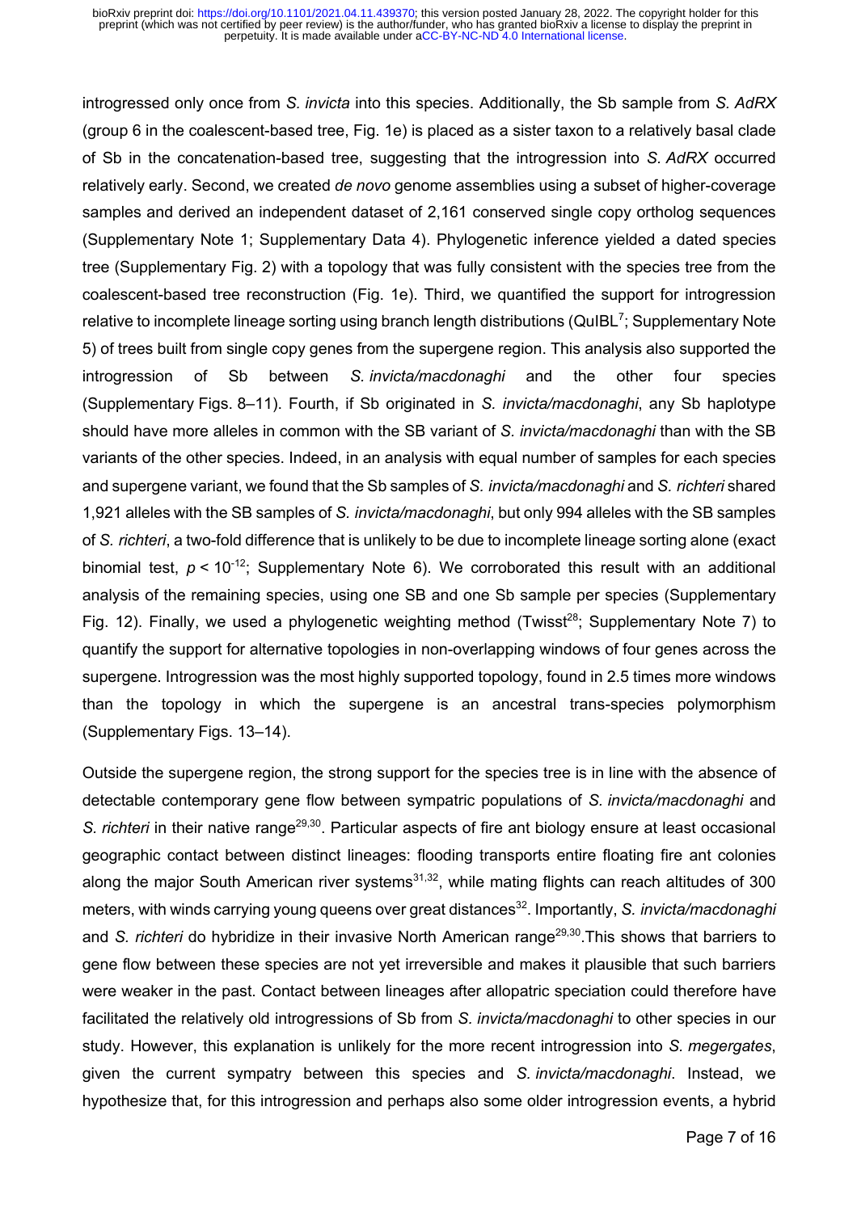introgressed only once from *S. invicta* into this species. Additionally, the Sb sample from *S. AdRX* (group 6 in the coalescent-based tree, Fig. 1e) is placed as a sister taxon to a relatively basal clade of Sb in the concatenation-based tree, suggesting that the introgression into *S. AdRX* occurred relatively early. Second, we created *de novo* genome assemblies using a subset of higher-coverage samples and derived an independent dataset of 2,161 conserved single copy ortholog sequences (Supplementary Note 1; Supplementary Data 4). Phylogenetic inference yielded a dated species tree (Supplementary Fig. 2) with a topology that was fully consistent with the species tree from the coalescent-based tree reconstruction (Fig. 1e). Third, we quantified the support for introgression relative to incomplete lineage sorting using branch length distributions (QuIBL[7]; Supplementary Note 5) of trees built from single copy genes from the supergene region. This analysis also supported the introgression of Sb between *S. invicta/macdonaghi* and the other four species (Supplementary Figs. 8–11). Fourth, if Sb originated in *S. invicta/macdonaghi*, any Sb haplotype should have more alleles in common with the SB variant of *S. invicta/macdonaghi* than with the SB variants of the other species. Indeed, in an analysis with equal number of samples for each species and supergene variant, we found that the Sb samples of *S. invicta/macdonaghi* and *S. richteri* shared 1,921 alleles with the SB samples of *S. invicta/macdonaghi*, but only 994 alleles with the SB samples of *S. richteri*, a two-fold difference that is unlikely to be due to incomplete lineage sorting alone (exact binomial test, $p < 10^{-12}$; Supplementary Note 6). We corroborated this result with an additional analysis of the remaining species, using one SB and one Sb sample per species (Supplementary Fig. 12). Finally, we used a phylogenetic weighting method (Twisst[28]; Supplementary Note 7) to quantify the support for alternative topologies in non-overlapping windows of four genes across the supergene. Introgression was the most highly supported topology, found in 2.5 times more windows than the topology in which the supergene is an ancestral trans-species polymorphism (Supplementary Figs. 13–14).

Outside the supergene region, the strong support for the species tree is in line with the absence of detectable contemporary gene flow between sympatric populations of *S. invicta/macdonaghi* and *S. richteri* in their native range[29,30]. Particular aspects of fire ant biology ensure at least occasional geographic contact between distinct lineages: flooding transports entire floating fire ant colonies along the major South American river systems[31,32], while mating flights can reach altitudes of 300 meters, with winds carrying young queens over great distances[32]. Importantly, *S. invicta/macdonaghi* and *S. richteri* do hybridize in their invasive North American range[29,30].This shows that barriers to gene flow between these species are not yet irreversible and makes it plausible that such barriers were weaker in the past. Contact between lineages after allopatric speciation could therefore have facilitated the relatively old introgressions of Sb from *S. invicta/macdonaghi* to other species in our study. However, this explanation is unlikely for the more recent introgression into *S. megergates*, given the current sympatry between this species and *S. invicta/macdonaghi*. Instead, we hypothesize that, for this introgression and perhaps also some older introgression events, a hybrid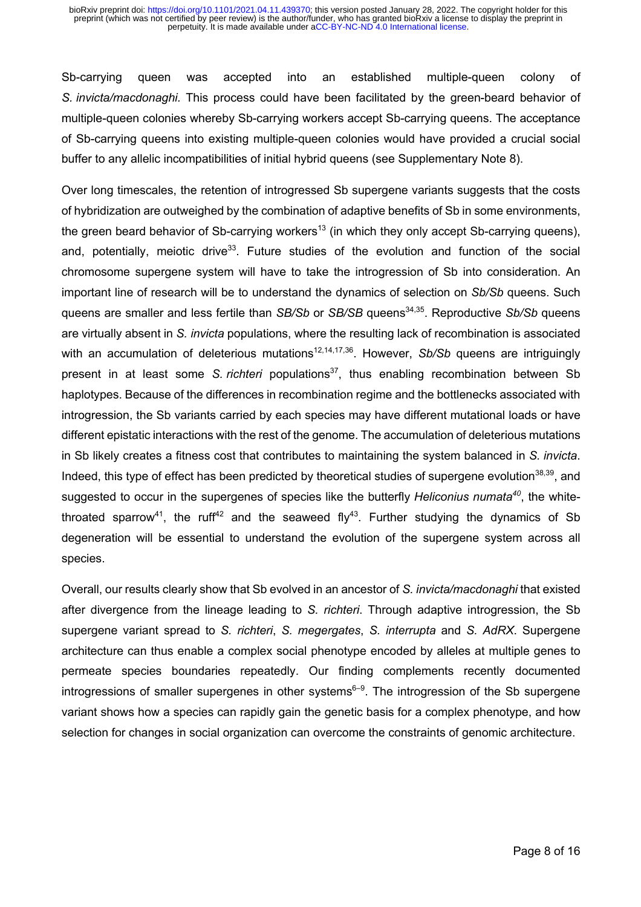Sb-carrying queen was accepted into an established multiple-queen colony of *S. invicta/macdonaghi.* This process could have been facilitated by the green-beard behavior of multiple-queen colonies whereby Sb-carrying workers accept Sb-carrying queens. The acceptance of Sb-carrying queens into existing multiple-queen colonies would have provided a crucial social buffer to any allelic incompatibilities of initial hybrid queens (see Supplementary Note 8).

Over long timescales, the retention of introgressed Sb supergene variants suggests that the costs of hybridization are outweighed by the combination of adaptive benefits of Sb in some environments, the green beard behavior of Sb-carrying workers[13] (in which they only accept Sb-carrying queens), and, potentially, meiotic drive[33]. Future studies of the evolution and function of the social chromosome supergene system will have to take the introgression of Sb into consideration. An important line of research will be to understand the dynamics of selection on *Sb/Sb* queens. Such queens are smaller and less fertile than *SB/Sb* or *SB/SB* queens[34,35]. Reproductive *Sb/Sb* queens are virtually absent in *S. invicta* populations, where the resulting lack of recombination is associated with an accumulation of deleterious mutations[12,14,17,36]. However, *Sb/Sb* queens are intriguingly present in at least some *S. richteri* populations[37], thus enabling recombination between Sb haplotypes. Because of the differences in recombination regime and the bottlenecks associated with introgression, the Sb variants carried by each species may have different mutational loads or have different epistatic interactions with the rest of the genome. The accumulation of deleterious mutations in Sb likely creates a fitness cost that contributes to maintaining the system balanced in *S. invicta*. Indeed, this type of effect has been predicted by theoretical studies of supergene evolution[38,39], and suggested to occur in the supergenes of species like the butterfly *Heliconius numata*[40], the white-throated sparrow[41], the ruff[42] and the seaweed fly[43]. Further studying the dynamics of Sb degeneration will be essential to understand the evolution of the supergene system across all species.

Overall, our results clearly show that Sb evolved in an ancestor of *S. invicta/macdonaghi* that existed after divergence from the lineage leading to *S. richteri*. Through adaptive introgression, the Sb supergene variant spread to *S. richteri*, *S. megergates*, *S. interrupta* and *S. AdRX*. Supergene architecture can thus enable a complex social phenotype encoded by alleles at multiple genes to permeate species boundaries repeatedly. Our finding complements recently documented introgressions of smaller supergenes in other systems[6–9]. The introgression of the Sb supergene variant shows how a species can rapidly gain the genetic basis for a complex phenotype, and how selection for changes in social organization can overcome the constraints of genomic architecture.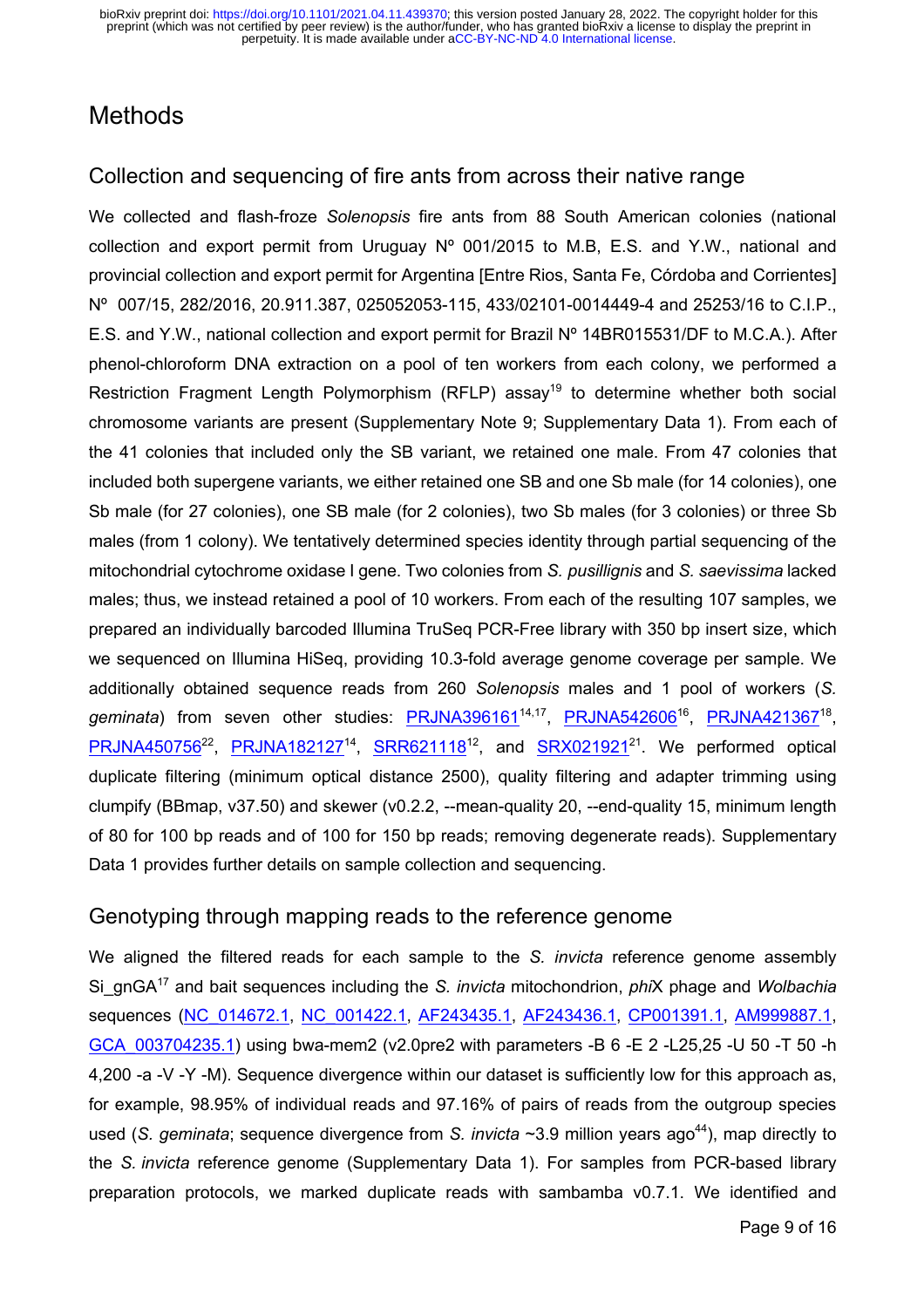# Methods

## Collection and sequencing of fire ants from across their native range

We collected and flash-froze *Solenopsis* fire ants from 88 South American colonies (national collection and export permit from Uruguay Nº 001/2015 to M.B, E.S. and Y.W., national and provincial collection and export permit for Argentina [Entre Rios, Santa Fe, Córdoba and Corrientes] Nº 007/15, 282/2016, 20.911.387, 025052053-115, 433/02101-0014449-4 and 25253/16 to C.I.P., E.S. and Y.W., national collection and export permit for Brazil Nº 14BR015531/DF to M.C.A.). After phenol-chloroform DNA extraction on a pool of ten workers from each colony, we performed a Restriction Fragment Length Polymorphism (RFLP) assay[19] to determine whether both social chromosome variants are present (Supplementary Note 9; Supplementary Data 1). From each of the 41 colonies that included only the SB variant, we retained one male. From 47 colonies that included both supergene variants, we either retained one SB and one Sb male (for 14 colonies), one Sb male (for 27 colonies), one SB male (for 2 colonies), two Sb males (for 3 colonies) or three Sb males (from 1 colony). We tentatively determined species identity through partial sequencing of the mitochondrial cytochrome oxidase I gene. Two colonies from *S. pusillignis* and *S. saevissima* lacked males; thus, we instead retained a pool of 10 workers. From each of the resulting 107 samples, we prepared an individually barcoded Illumina TruSeq PCR-Free library with 350 bp insert size, which we sequenced on Illumina HiSeq, providing 10.3-fold average genome coverage per sample. We additionally obtained sequence reads from 260 *Solenopsis* males and 1 pool of workers (*S. geminata*) from seven other studies: PRJNA396161[14,17], PRJNA542606[16], PRJNA421367[18], PRJNA450756[22], PRJNA182127[14], SRR621118[12], and SRX021921[21]. We performed optical duplicate filtering (minimum optical distance 2500), quality filtering and adapter trimming using clumpify (BBmap, v37.50) and skewer (v0.2.2, --mean-quality 20, --end-quality 15, minimum length of 80 for 100 bp reads and of 100 for 150 bp reads; removing degenerate reads). Supplementary Data 1 provides further details on sample collection and sequencing.

## Genotyping through mapping reads to the reference genome

We aligned the filtered reads for each sample to the *S. invicta* reference genome assembly Si_gnGA[17] and bait sequences including the *S. invicta* mitochondrion, *phi*X phage and *Wolbachia* sequences (NC_014672.1, NC_001422.1, AF243435.1, AF243436.1, CP001391.1, AM999887.1, GCA_003704235.1) using bwa-mem2 (v2.0pre2 with parameters -B 6 -E 2 -L25,25 -U 50 -T 50 -h 4,200 -a -V -Y -M). Sequence divergence within our dataset is sufficiently low for this approach as, for example, 98.95% of individual reads and 97.16% of pairs of reads from the outgroup species used (*S. geminata*; sequence divergence from *S. invicta* ~3.9 million years ago[44]), map directly to the *S. invicta* reference genome (Supplementary Data 1). For samples from PCR-based library preparation protocols, we marked duplicate reads with sambamba v0.7.1. We identified and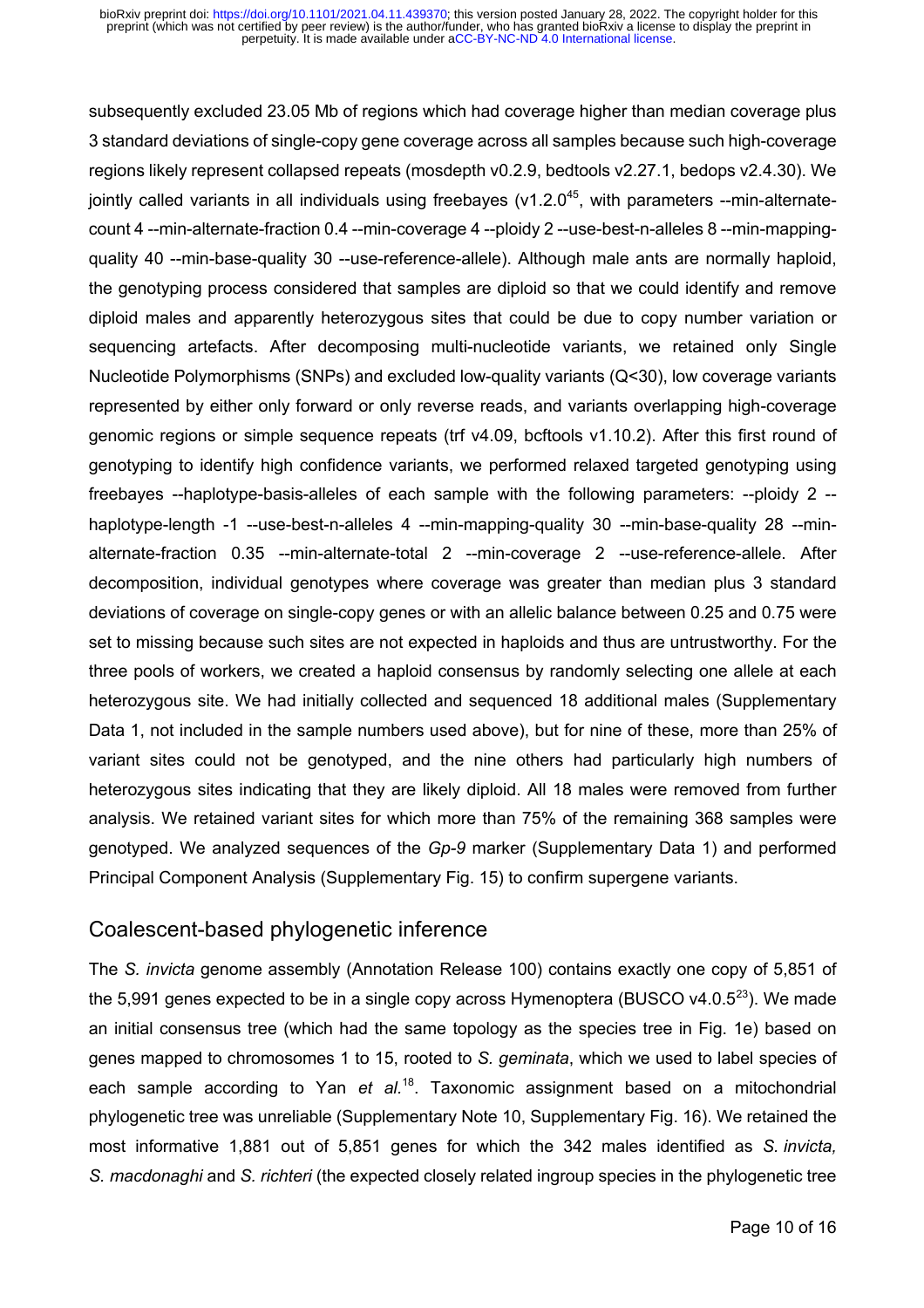subsequently excluded 23.05 Mb of regions which had coverage higher than median coverage plus 3 standard deviations of single-copy gene coverage across all samples because such high-coverage regions likely represent collapsed repeats (mosdepth v0.2.9, bedtools v2.27.1, bedops v2.4.30). We jointly called variants in all individuals using freebayes (v1.2.0[45], with parameters --min-alternate-count 4 --min-alternate-fraction 0.4 --min-coverage 4 --ploidy 2 --use-best-n-alleles 8 --min-mapping-quality 40 --min-base-quality 30 --use-reference-allele). Although male ants are normally haploid, the genotyping process considered that samples are diploid so that we could identify and remove diploid males and apparently heterozygous sites that could be due to copy number variation or sequencing artefacts. After decomposing multi-nucleotide variants, we retained only Single Nucleotide Polymorphisms (SNPs) and excluded low-quality variants (Q<30), low coverage variants represented by either only forward or only reverse reads, and variants overlapping high-coverage genomic regions or simple sequence repeats (trf v4.09, bcftools v1.10.2). After this first round of genotyping to identify high confidence variants, we performed relaxed targeted genotyping using freebayes --haplotype-basis-alleles of each sample with the following parameters: --ploidy 2 --haplotype-length -1 --use-best-n-alleles 4 --min-mapping-quality 30 --min-base-quality 28 --min-alternate-fraction 0.35 --min-alternate-total 2 --min-coverage 2 --use-reference-allele. After decomposition, individual genotypes where coverage was greater than median plus 3 standard deviations of coverage on single-copy genes or with an allelic balance between 0.25 and 0.75 were set to missing because such sites are not expected in haploids and thus are untrustworthy. For the three pools of workers, we created a haploid consensus by randomly selecting one allele at each heterozygous site. We had initially collected and sequenced 18 additional males (Supplementary Data 1, not included in the sample numbers used above), but for nine of these, more than 25% of variant sites could not be genotyped, and the nine others had particularly high numbers of heterozygous sites indicating that they are likely diploid. All 18 males were removed from further analysis. We retained variant sites for which more than 75% of the remaining 368 samples were genotyped. We analyzed sequences of the *Gp-9* marker (Supplementary Data 1) and performed Principal Component Analysis (Supplementary Fig. 15) to confirm supergene variants.

## Coalescent-based phylogenetic inference

The *S. invicta* genome assembly (Annotation Release 100) contains exactly one copy of 5,851 of the 5,991 genes expected to be in a single copy across Hymenoptera (BUSCO v4.0.5[23]). We made an initial consensus tree (which had the same topology as the species tree in Fig. 1e) based on genes mapped to chromosomes 1 to 15, rooted to *S. geminata*, which we used to label species of each sample according to Yan *et al.*[18]. Taxonomic assignment based on a mitochondrial phylogenetic tree was unreliable (Supplementary Note 10, Supplementary Fig. 16). We retained the most informative 1,881 out of 5,851 genes for which the 342 males identified as *S. invicta, S. macdonaghi* and *S. richteri* (the expected closely related ingroup species in the phylogenetic tree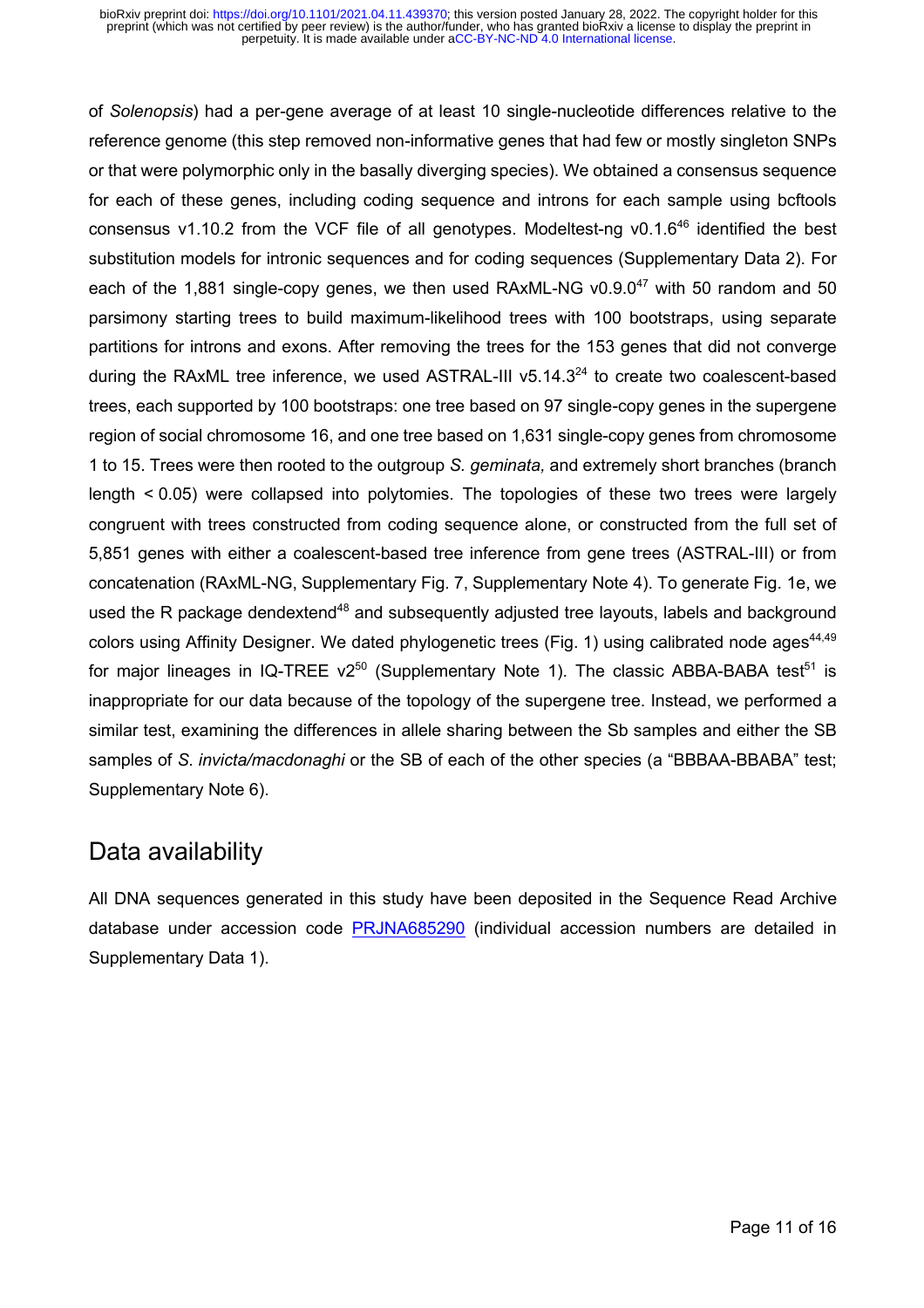of *Solenopsis*) had a per-gene average of at least 10 single-nucleotide differences relative to the reference genome (this step removed non-informative genes that had few or mostly singleton SNPs or that were polymorphic only in the basally diverging species). We obtained a consensus sequence for each of these genes, including coding sequence and introns for each sample using bcftools consensus v1.10.2 from the VCF file of all genotypes. Modeltest-ng v0.1.6[46] identified the best substitution models for intronic sequences and for coding sequences (Supplementary Data 2). For each of the 1,881 single-copy genes, we then used RAxML-NG v0.9.0[47] with 50 random and 50 parsimony starting trees to build maximum-likelihood trees with 100 bootstraps, using separate partitions for introns and exons. After removing the trees for the 153 genes that did not converge during the RAxML tree inference, we used ASTRAL-III v5.14.3[24] to create two coalescent-based trees, each supported by 100 bootstraps: one tree based on 97 single-copy genes in the supergene region of social chromosome 16, and one tree based on 1,631 single-copy genes from chromosome 1 to 15. Trees were then rooted to the outgroup *S. geminata,* and extremely short branches (branch length < 0.05) were collapsed into polytomies. The topologies of these two trees were largely congruent with trees constructed from coding sequence alone, or constructed from the full set of 5,851 genes with either a coalescent-based tree inference from gene trees (ASTRAL-III) or from concatenation (RAxML-NG, Supplementary Fig. 7, Supplementary Note 4). To generate Fig. 1e, we used the R package dendextend[48] and subsequently adjusted tree layouts, labels and background colors using Affinity Designer. We dated phylogenetic trees (Fig. 1) using calibrated node ages[44,49] for major lineages in IQ-TREE v2[50] (Supplementary Note 1). The classic ABBA-BABA test[51] is inappropriate for our data because of the topology of the supergene tree. Instead, we performed a similar test, examining the differences in allele sharing between the Sb samples and either the SB samples of *S. invicta/macdonaghi* or the SB of each of the other species (a "BBBAA-BBABA" test; Supplementary Note 6).

## Data availability

All DNA sequences generated in this study have been deposited in the Sequence Read Archive database under accession code PRJNA685290 (individual accession numbers are detailed in Supplementary Data 1).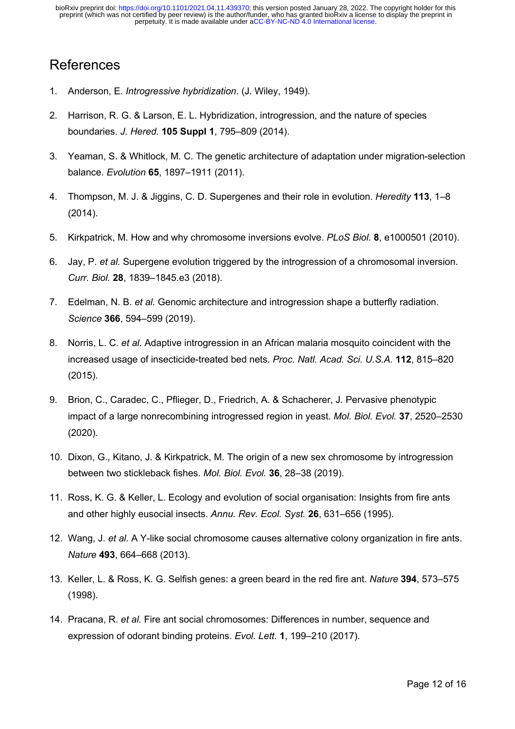## References

1. Anderson, E. *Introgressive hybridization*. (J. Wiley, 1949).

2. Harrison, R. G. & Larson, E. L. Hybridization, introgression, and the nature of species boundaries. *J. Hered.* **105 Suppl 1**, 795–809 (2014).

3. Yeaman, S. & Whitlock, M. C. The genetic architecture of adaptation under migration-selection balance. *Evolution* **65**, 1897–1911 (2011).

4. Thompson, M. J. & Jiggins, C. D. Supergenes and their role in evolution. *Heredity* **113**, 1–8 (2014).

5. Kirkpatrick, M. How and why chromosome inversions evolve. *PLoS Biol.* **8**, e1000501 (2010).

6. Jay, P. *et al.* Supergene evolution triggered by the introgression of a chromosomal inversion. *Curr. Biol.* **28**, 1839–1845.e3 (2018).

7. Edelman, N. B. *et al.* Genomic architecture and introgression shape a butterfly radiation. *Science* **366**, 594–599 (2019).

8. Norris, L. C. *et al.* Adaptive introgression in an African malaria mosquito coincident with the increased usage of insecticide-treated bed nets. *Proc. Natl. Acad. Sci. U.S.A.* **112**, 815–820 (2015).

9. Brion, C., Caradec, C., Pflieger, D., Friedrich, A. & Schacherer, J. Pervasive phenotypic impact of a large nonrecombining introgressed region in yeast. *Mol. Biol. Evol.* **37**, 2520–2530 (2020).

10. Dixon, G., Kitano, J. & Kirkpatrick, M. The origin of a new sex chromosome by introgression between two stickleback fishes. *Mol. Biol. Evol.* **36**, 28–38 (2019).

11. Ross, K. G. & Keller, L. Ecology and evolution of social organisation: Insights from fire ants and other highly eusocial insects. *Annu. Rev. Ecol. Syst.* **26**, 631–656 (1995).

12. Wang, J. *et al.* A Y-like social chromosome causes alternative colony organization in fire ants. *Nature* **493**, 664–668 (2013).

13. Keller, L. & Ross, K. G. Selfish genes: a green beard in the red fire ant. *Nature* **394**, 573–575 (1998).

14. Pracana, R. *et al.* Fire ant social chromosomes: Differences in number, sequence and expression of odorant binding proteins. *Evol. Lett.* **1**, 199–210 (2017).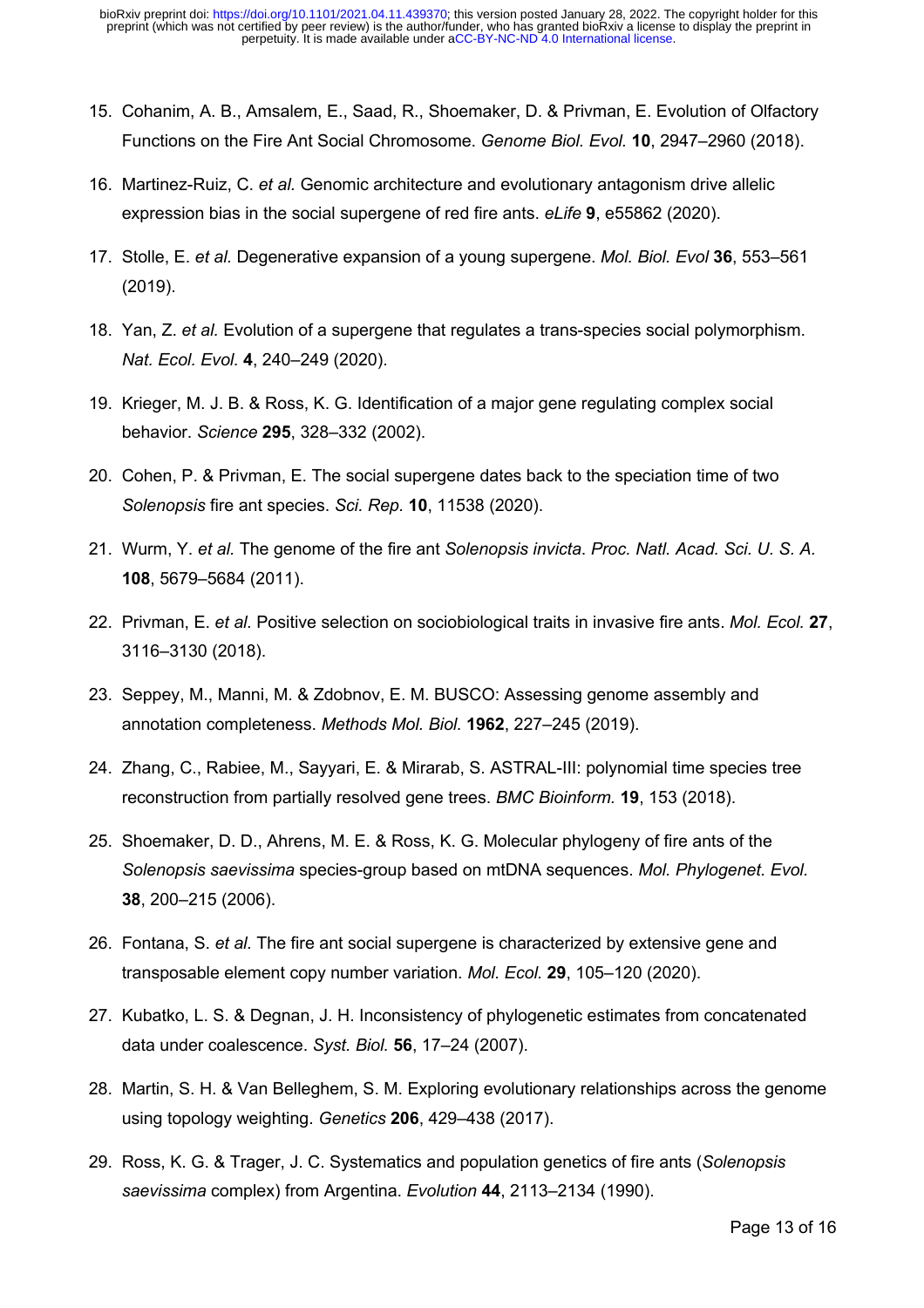15. Cohanim, A. B., Amsalem, E., Saad, R., Shoemaker, D. & Privman, E. Evolution of Olfactory Functions on the Fire Ant Social Chromosome. *Genome Biol. Evol.* **10**, 2947–2960 (2018).

16. Martinez-Ruiz, C. *et al.* Genomic architecture and evolutionary antagonism drive allelic expression bias in the social supergene of red fire ants. *eLife* **9**, e55862 (2020).

17. Stolle, E. *et al.* Degenerative expansion of a young supergene. *Mol. Biol. Evol* **36**, 553–561 (2019).

18. Yan, Z. *et al.* Evolution of a supergene that regulates a trans-species social polymorphism. *Nat. Ecol. Evol.* **4**, 240–249 (2020).

19. Krieger, M. J. B. & Ross, K. G. Identification of a major gene regulating complex social behavior. *Science* **295**, 328–332 (2002).

20. Cohen, P. & Privman, E. The social supergene dates back to the speciation time of two *Solenopsis* fire ant species. *Sci. Rep.* **10**, 11538 (2020).

21. Wurm, Y. *et al.* The genome of the fire ant *Solenopsis invicta*. *Proc. Natl. Acad. Sci. U. S. A.* **108**, 5679–5684 (2011).

22. Privman, E. *et al.* Positive selection on sociobiological traits in invasive fire ants. *Mol. Ecol.* **27**, 3116–3130 (2018).

23. Seppey, M., Manni, M. & Zdobnov, E. M. BUSCO: Assessing genome assembly and annotation completeness. *Methods Mol. Biol.* **1962**, 227–245 (2019).

24. Zhang, C., Rabiee, M., Sayyari, E. & Mirarab, S. ASTRAL-III: polynomial time species tree reconstruction from partially resolved gene trees. *BMC Bioinform.* **19**, 153 (2018).

25. Shoemaker, D. D., Ahrens, M. E. & Ross, K. G. Molecular phylogeny of fire ants of the *Solenopsis saevissima* species-group based on mtDNA sequences. *Mol. Phylogenet. Evol.* **38**, 200–215 (2006).

26. Fontana, S. *et al.* The fire ant social supergene is characterized by extensive gene and transposable element copy number variation. *Mol. Ecol.* **29**, 105–120 (2020).

27. Kubatko, L. S. & Degnan, J. H. Inconsistency of phylogenetic estimates from concatenated data under coalescence. *Syst. Biol.* **56**, 17–24 (2007).

28. Martin, S. H. & Van Belleghem, S. M. Exploring evolutionary relationships across the genome using topology weighting. *Genetics* **206**, 429–438 (2017).

29. Ross, K. G. & Trager, J. C. Systematics and population genetics of fire ants (*Solenopsis saevissima* complex) from Argentina. *Evolution* **44**, 2113–2134 (1990).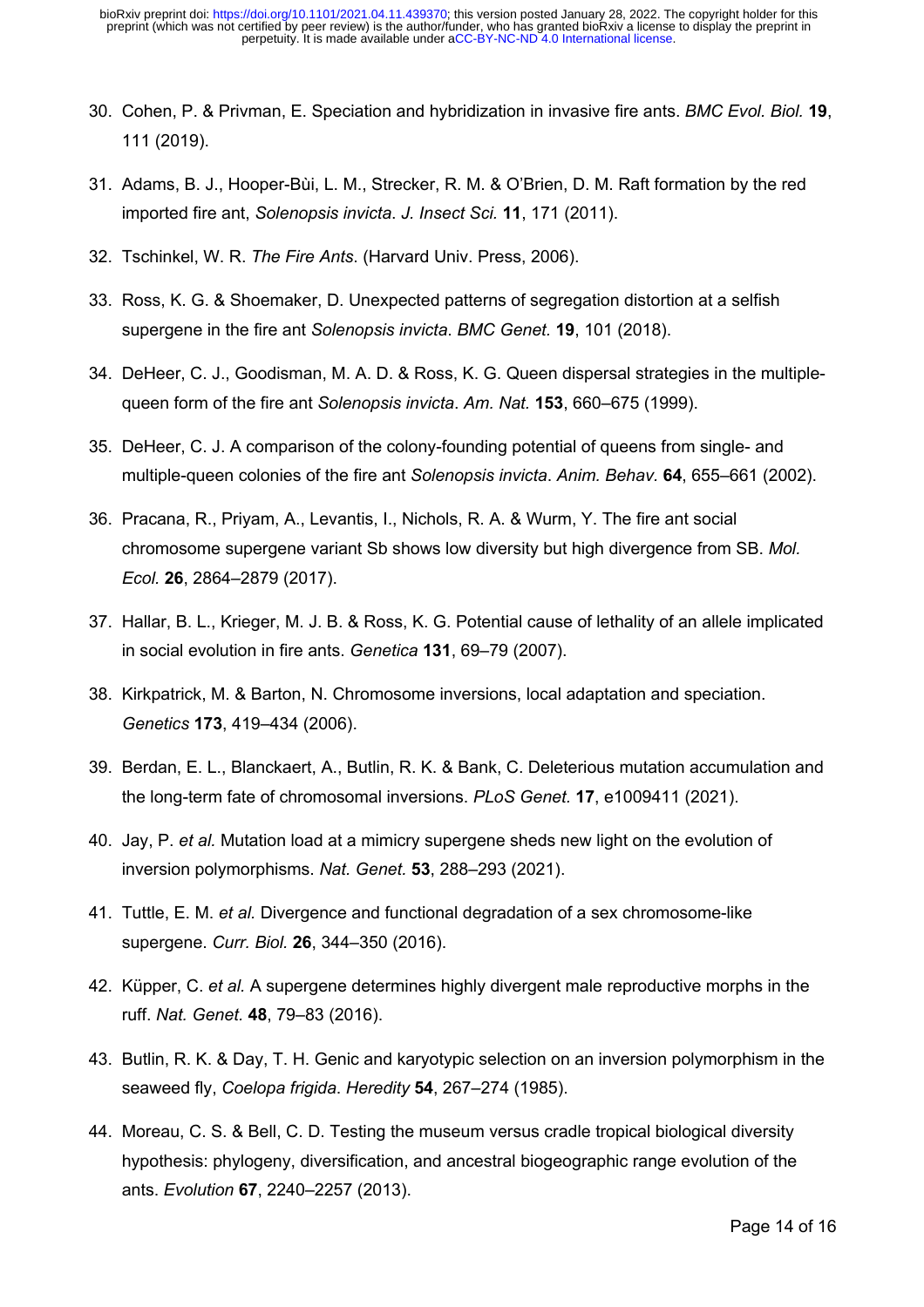30. Cohen, P. & Privman, E. Speciation and hybridization in invasive fire ants. *BMC Evol. Biol.* **19**, 111 (2019).
31. Adams, B. J., Hooper-Bùi, L. M., Strecker, R. M. & O'Brien, D. M. Raft formation by the red imported fire ant, *Solenopsis invicta*. *J. Insect Sci.* **11**, 171 (2011).
32. Tschinkel, W. R. *The Fire Ants*. (Harvard Univ. Press, 2006).
33. Ross, K. G. & Shoemaker, D. Unexpected patterns of segregation distortion at a selfish supergene in the fire ant *Solenopsis invicta*. *BMC Genet.* **19**, 101 (2018).
34. DeHeer, C. J., Goodisman, M. A. D. & Ross, K. G. Queen dispersal strategies in the multiple-queen form of the fire ant *Solenopsis invicta*. *Am. Nat.* **153**, 660–675 (1999).
35. DeHeer, C. J. A comparison of the colony-founding potential of queens from single- and multiple-queen colonies of the fire ant *Solenopsis invicta*. *Anim. Behav.* **64**, 655–661 (2002).
36. Pracana, R., Priyam, A., Levantis, I., Nichols, R. A. & Wurm, Y. The fire ant social chromosome supergene variant Sb shows low diversity but high divergence from SB. *Mol. Ecol.* **26**, 2864–2879 (2017).
37. Hallar, B. L., Krieger, M. J. B. & Ross, K. G. Potential cause of lethality of an allele implicated in social evolution in fire ants. *Genetica* **131**, 69–79 (2007).
38. Kirkpatrick, M. & Barton, N. Chromosome inversions, local adaptation and speciation. *Genetics* **173**, 419–434 (2006).
39. Berdan, E. L., Blanckaert, A., Butlin, R. K. & Bank, C. Deleterious mutation accumulation and the long-term fate of chromosomal inversions. *PLoS Genet.* **17**, e1009411 (2021).
40. Jay, P. *et al.* Mutation load at a mimicry supergene sheds new light on the evolution of inversion polymorphisms. *Nat. Genet.* **53**, 288–293 (2021).
41. Tuttle, E. M. *et al.* Divergence and functional degradation of a sex chromosome-like supergene. *Curr. Biol.* **26**, 344–350 (2016).
42. Küpper, C. *et al.* A supergene determines highly divergent male reproductive morphs in the ruff. *Nat. Genet.* **48**, 79–83 (2016).
43. Butlin, R. K. & Day, T. H. Genic and karyotypic selection on an inversion polymorphism in the seaweed fly, *Coelopa frigida*. *Heredity* **54**, 267–274 (1985).
44. Moreau, C. S. & Bell, C. D. Testing the museum versus cradle tropical biological diversity hypothesis: phylogeny, diversification, and ancestral biogeographic range evolution of the ants. *Evolution* **67**, 2240–2257 (2013).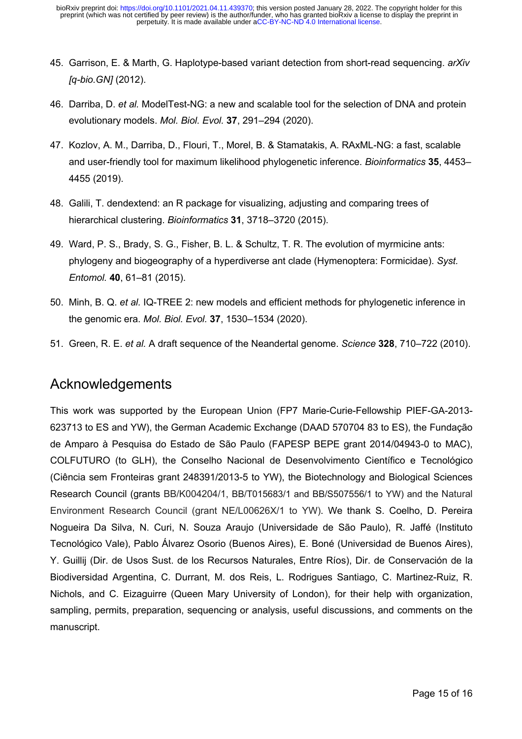45. Garrison, E. & Marth, G. Haplotype-based variant detection from short-read sequencing. *arXiv [q-bio.GN]* (2012).
46. Darriba, D. *et al.* ModelTest-NG: a new and scalable tool for the selection of DNA and protein evolutionary models. *Mol. Biol. Evol.* **37**, 291–294 (2020).
47. Kozlov, A. M., Darriba, D., Flouri, T., Morel, B. & Stamatakis, A. RAxML-NG: a fast, scalable and user-friendly tool for maximum likelihood phylogenetic inference. *Bioinformatics* **35**, 4453–4455 (2019).
48. Galili, T. dendextend: an R package for visualizing, adjusting and comparing trees of hierarchical clustering. *Bioinformatics* **31**, 3718–3720 (2015).
49. Ward, P. S., Brady, S. G., Fisher, B. L. & Schultz, T. R. The evolution of myrmicine ants: phylogeny and biogeography of a hyperdiverse ant clade (Hymenoptera: Formicidae). *Syst. Entomol.* **40**, 61–81 (2015).
50. Minh, B. Q. *et al.* IQ-TREE 2: new models and efficient methods for phylogenetic inference in the genomic era. *Mol. Biol. Evol.* **37**, 1530–1534 (2020).
51. Green, R. E. *et al.* A draft sequence of the Neandertal genome. *Science* **328**, 710–722 (2010).

## Acknowledgements

This work was supported by the European Union (FP7 Marie-Curie-Fellowship PIEF-GA-2013-623713 to ES and YW), the German Academic Exchange (DAAD 570704 83 to ES), the Fundação de Amparo à Pesquisa do Estado de São Paulo (FAPESP BEPE grant 2014/04943-0 to MAC), COLFUTURO (to GLH), the Conselho Nacional de Desenvolvimento Científico e Tecnológico (Ciência sem Fronteiras grant 248391/2013-5 to YW), the Biotechnology and Biological Sciences Research Council (grants BB/K004204/1, BB/T015683/1 and BB/S507556/1 to YW) and the Natural Environment Research Council (grant NE/L00626X/1 to YW). We thank S. Coelho, D. Pereira Nogueira Da Silva, N. Curi, N. Souza Araujo (Universidade de São Paulo), R. Jaffé (Instituto Tecnológico Vale), Pablo Álvarez Osorio (Buenos Aires), E. Boné (Universidad de Buenos Aires), Y. Guillij (Dir. de Usos Sust. de los Recursos Naturales, Entre Ríos), Dir. de Conservación de la Biodiversidad Argentina, C. Durrant, M. dos Reis, L. Rodrigues Santiago, C. Martinez-Ruiz, R. Nichols, and C. Eizaguirre (Queen Mary University of London), for their help with organization, sampling, permits, preparation, sequencing or analysis, useful discussions, and comments on the manuscript.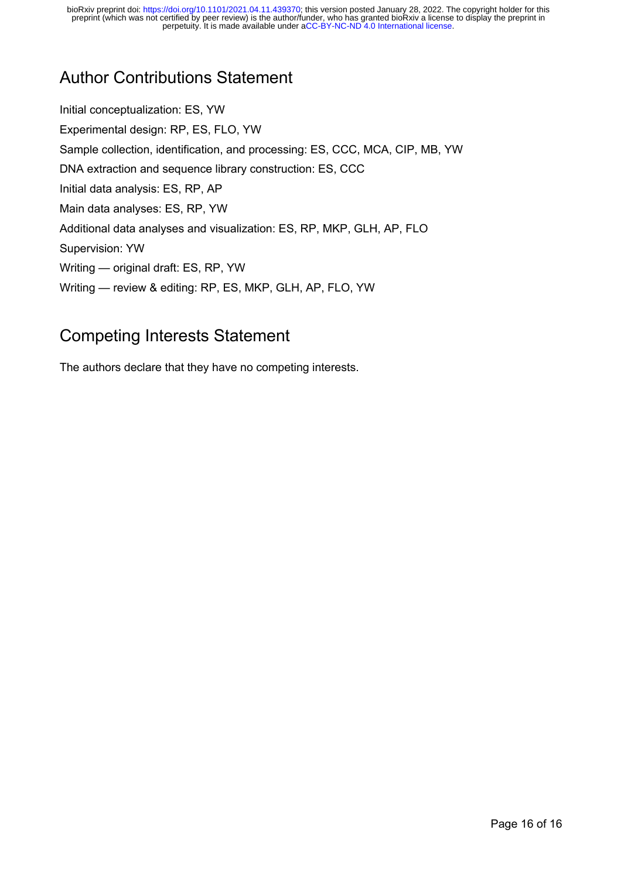## Author Contributions Statement

Initial conceptualization: ES, YW

Experimental design: RP, ES, FLO, YW

Sample collection, identification, and processing: ES, CCC, MCA, CIP, MB, YW

DNA extraction and sequence library construction: ES, CCC

Initial data analysis: ES, RP, AP

Main data analyses: ES, RP, YW

Additional data analyses and visualization: ES, RP, MKP, GLH, AP, FLO

Supervision: YW

Writing — original draft: ES, RP, YW

Writing — review & editing: RP, ES, MKP, GLH, AP, FLO, YW

## Competing Interests Statement

The authors declare that they have no competing interests.